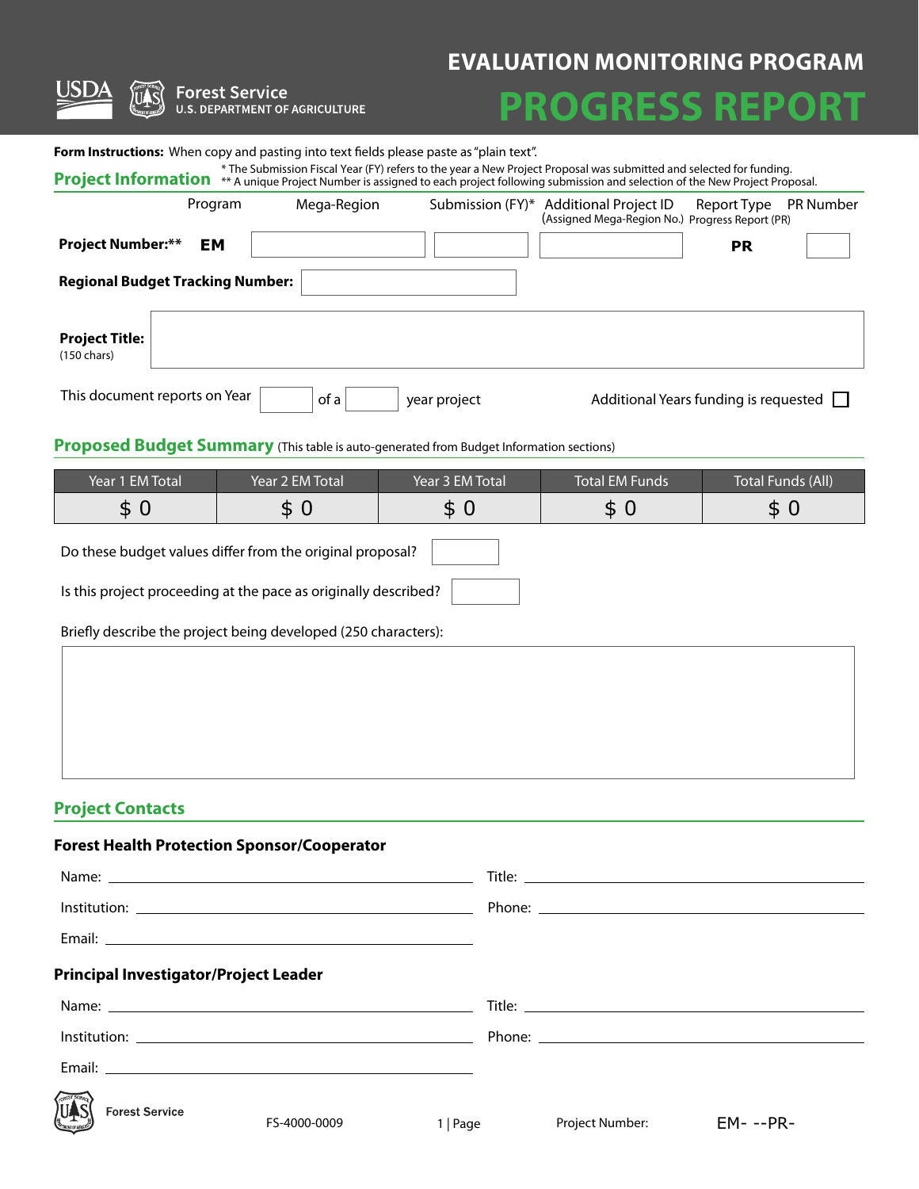USDA Forest Service
U.S. DEPARTMENT OF AGRICULTURE

# EVALUATION MONITORING PROGRAM
# PROGRESS REPORT

**Form Instructions:** When copy and pasting into text fields please paste as "plain text".

## Project Information

\* The Submission Fiscal Year (FY) refers to the year a New Project Proposal was submitted and selected for funding.
\*\* A unique Project Number is assigned to each project following submission and selection of the New Project Proposal.

| | Program | Mega-Region | Submission (FY)* | Additional Project ID (Assigned Mega-Region No.) | Report Type Progress Report (PR) | PR Number |
|---|---|---|---|---|---|---|
| **Project Number:\*\*** | **EM** | | | | **PR** | |

**Regional Budget Tracking Number:**

**Project Title:** (150 chars)

This document reports on Year ____ of a ____ year project

Additional Years funding is requested ☐

## Proposed Budget Summary (This table is auto-generated from Budget Information sections)

| Year 1 EM Total | Year 2 EM Total | Year 3 EM Total | Total EM Funds | Total Funds (All) |
|---|---|---|---|---|
| $ 0 | $ 0 | $ 0 | $ 0 | $ 0 |

Do these budget values differ from the original proposal?

Is this project proceeding at the pace as originally described?

Briefly describe the project being developed (250 characters):

## Project Contacts

### Forest Health Protection Sponsor/Cooperator

Name: ____________________ Title: ____________________

Institution: ____________________ Phone: ____________________

Email: ____________________

### Principal Investigator/Project Leader

Name: ____________________ Title: ____________________

Institution: ____________________ Phone: ____________________

Email: ____________________

Forest Service FS-4000-0009 Project Number: EM- --PR-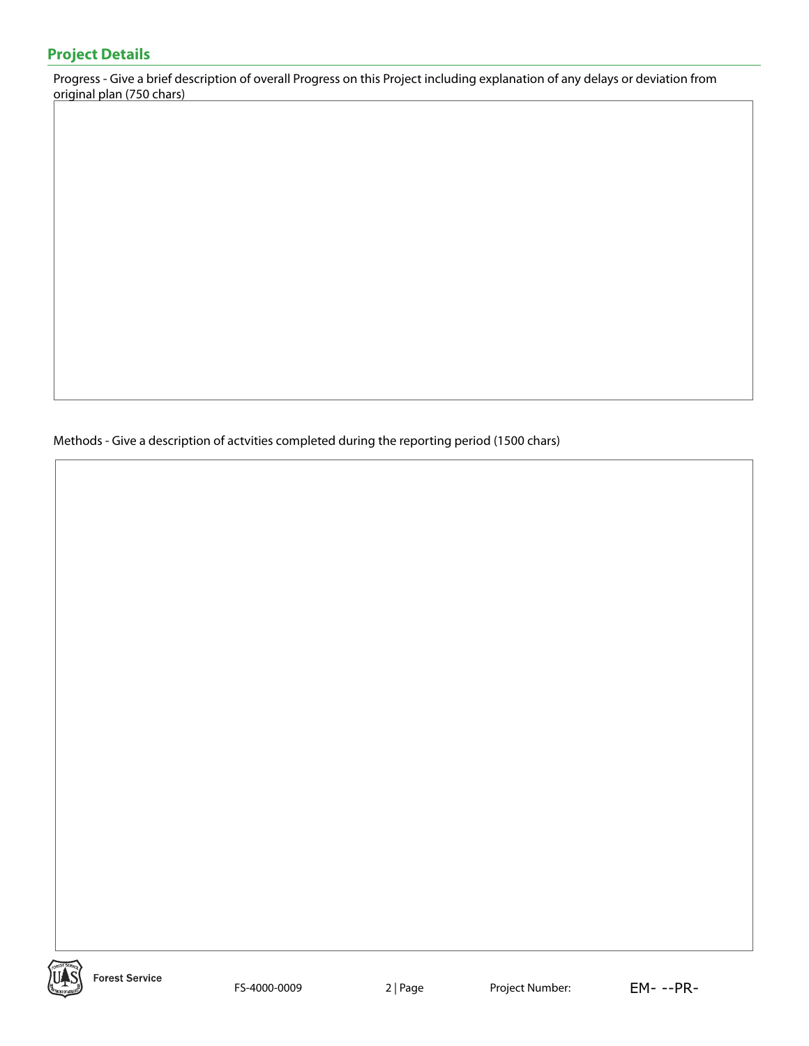## Project Details

Progress - Give a brief description of overall Progress on this Project including explanation of any delays or deviation from original plan (750 chars)

Methods - Give a description of actvities completed during the reporting period (1500 chars)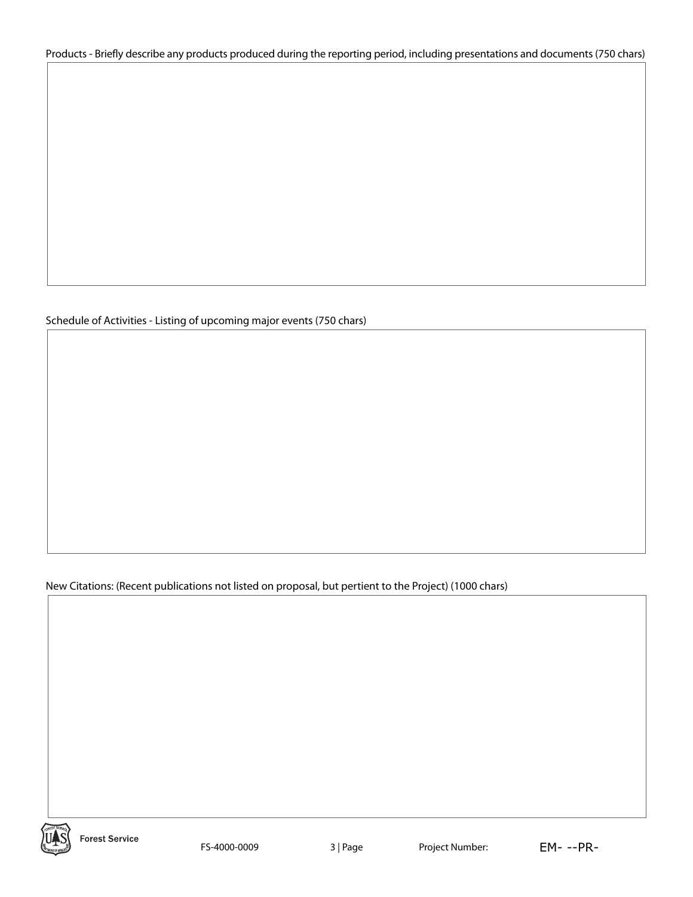Products - Briefly describe any products produced during the reporting period, including presentations and documents (750 chars)

Schedule of Activities - Listing of upcoming major events (750 chars)

New Citations: (Recent publications not listed on proposal, but pertient to the Project) (1000 chars)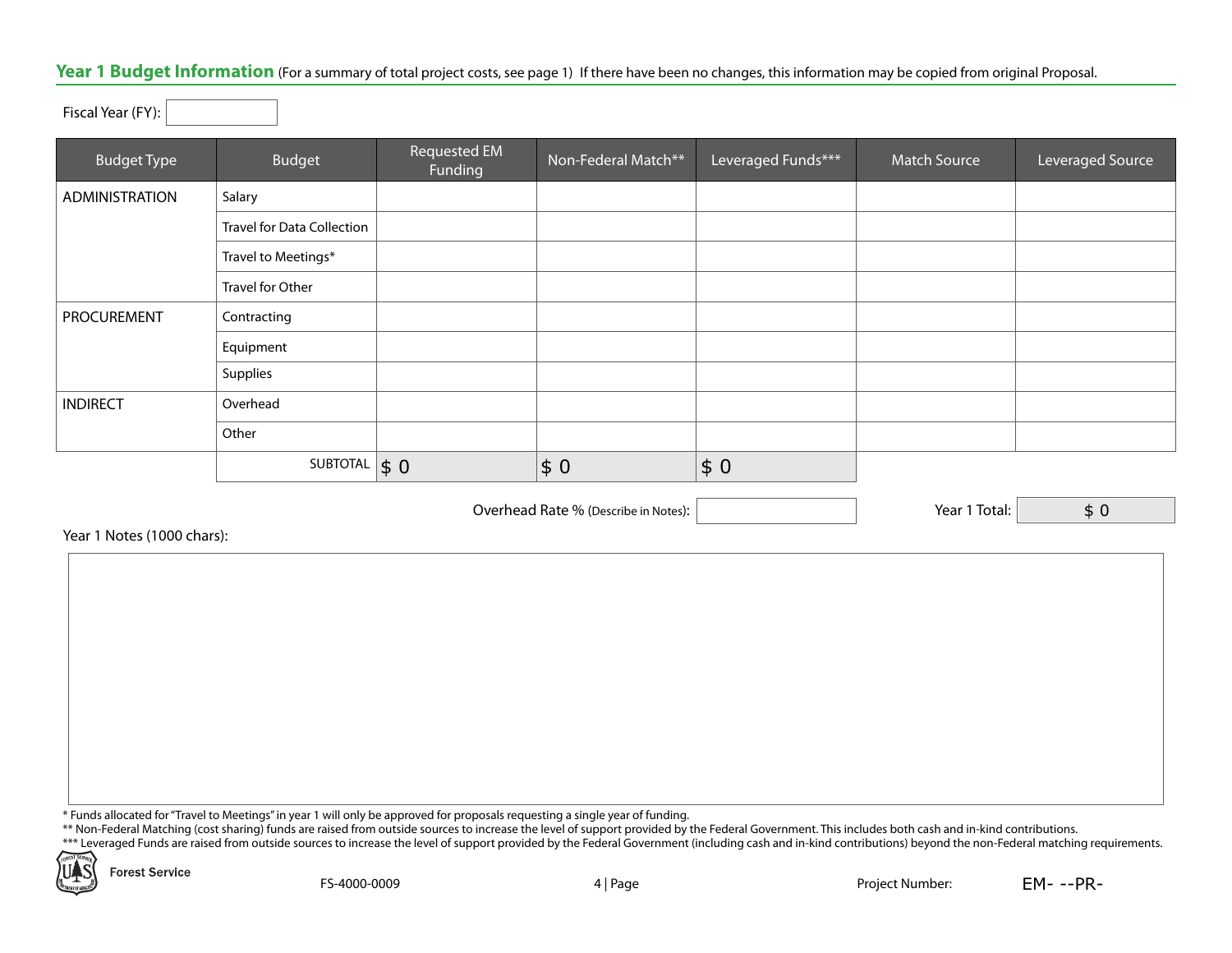## Year 1 Budget Information (For a summary of total project costs, see page 1) If there have been no changes, this information may be copied from original Proposal.

Fiscal Year (FY):

| Budget Type | Budget | Requested EM Funding | Non-Federal Match** | Leveraged Funds*** | Match Source | Leveraged Source |
|---|---|---|---|---|---|---|
| ADMINISTRATION | Salary | | | | | |
| | Travel for Data Collection | | | | | |
| | Travel to Meetings* | | | | | |
| | Travel for Other | | | | | |
| PROCUREMENT | Contracting | | | | | |
| | Equipment | | | | | |
| | Supplies | | | | | |
| INDIRECT | Overhead | | | | | |
| | Other | | | | | |
| | SUBTOTAL | $ 0 | $ 0 | $ 0 | | |

Overhead Rate % (Describe in Notes):

Year 1 Total: $ 0

Year 1 Notes (1000 chars):

* Funds allocated for "Travel to Meetings" in year 1 will only be approved for proposals requesting a single year of funding.
** Non-Federal Matching (cost sharing) funds are raised from outside sources to increase the level of support provided by the Federal Government. This includes both cash and in-kind contributions.
*** Leveraged Funds are raised from outside sources to increase the level of support provided by the Federal Government (including cash and in-kind contributions) beyond the non-Federal matching requirements.

Forest Service

FS-4000-0009

Project Number: EM- --PR-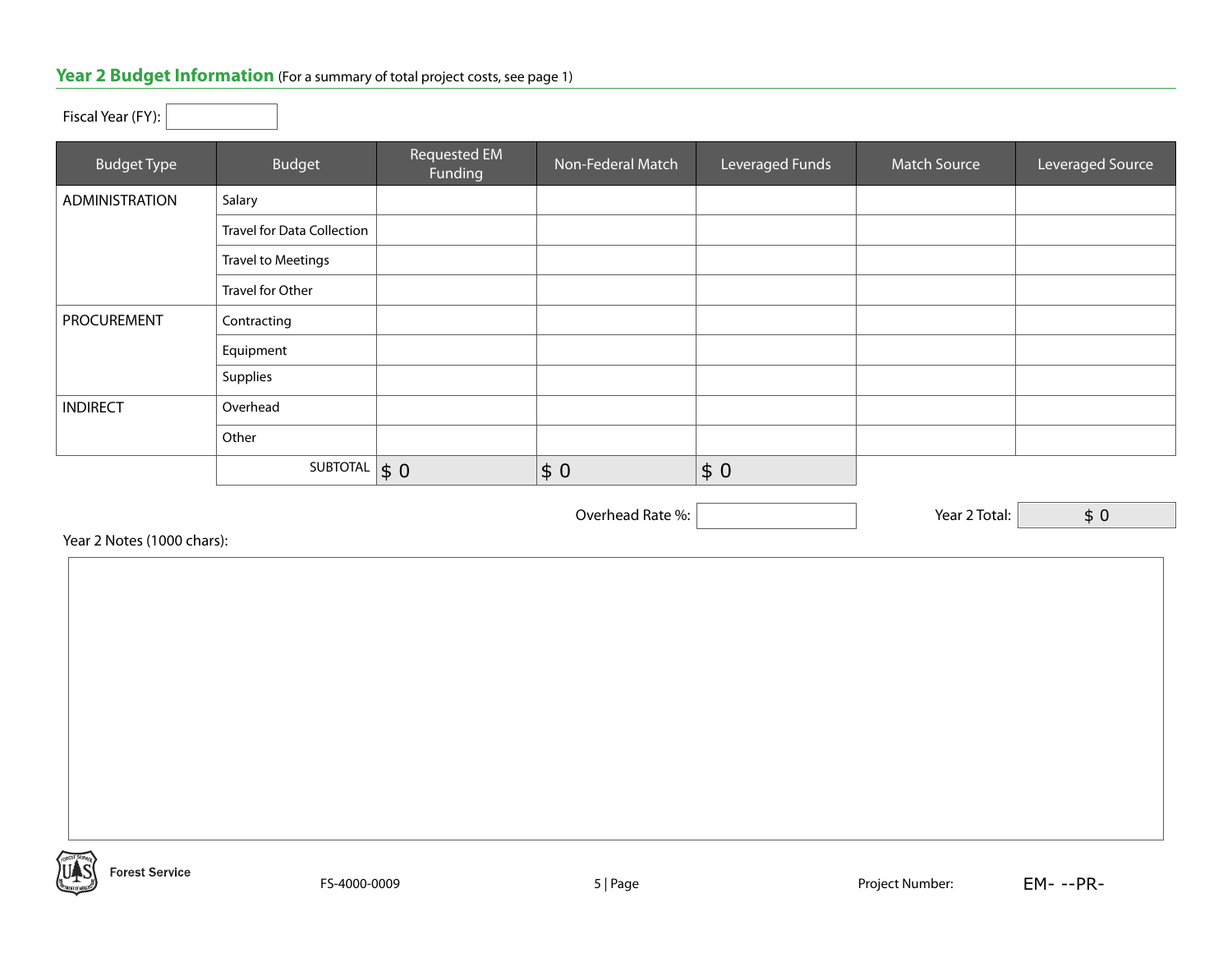## Year 2 Budget Information (For a summary of total project costs, see page 1)

Fiscal Year (FY):

| Budget Type | Budget | Requested EM Funding | Non-Federal Match | Leveraged Funds | Match Source | Leveraged Source |
|---|---|---|---|---|---|---|
| ADMINISTRATION | Salary | | | | | |
| | Travel for Data Collection | | | | | |
| | Travel to Meetings | | | | | |
| | Travel for Other | | | | | |
| PROCUREMENT | Contracting | | | | | |
| | Equipment | | | | | |
| | Supplies | | | | | |
| INDIRECT | Overhead | | | | | |
| | Other | | | | | |
| | SUBTOTAL | $ 0 | $ 0 | $ 0 | | |

Overhead Rate %:

Year 2 Total: $ 0

Year 2 Notes (1000 chars):

Forest Service

FS-4000-0009

Project Number: EM- --PR-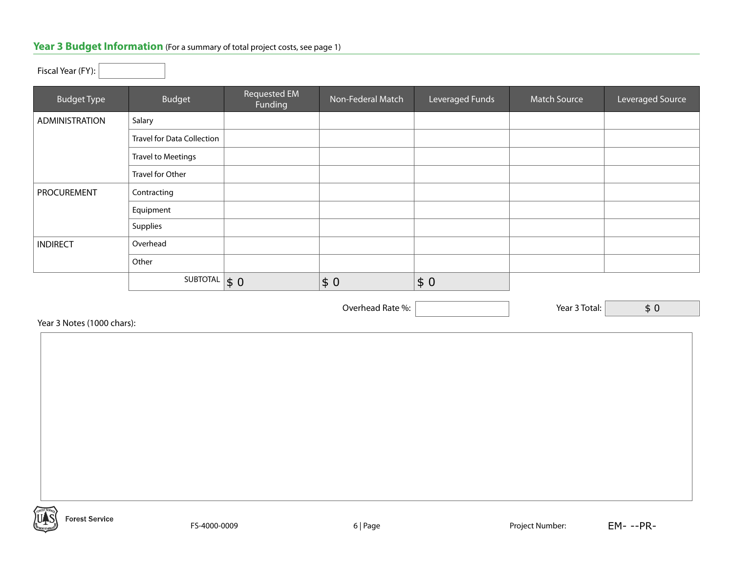## Year 3 Budget Information (For a summary of total project costs, see page 1)

Fiscal Year (FY):

| Budget Type | Budget | Requested EM Funding | Non-Federal Match | Leveraged Funds | Match Source | Leveraged Source |
|---|---|---|---|---|---|---|
| ADMINISTRATION | Salary | | | | | |
| | Travel for Data Collection | | | | | |
| | Travel to Meetings | | | | | |
| | Travel for Other | | | | | |
| PROCUREMENT | Contracting | | | | | |
| | Equipment | | | | | |
| | Supplies | | | | | |
| INDIRECT | Overhead | | | | | |
| | Other | | | | | |
| | SUBTOTAL | $ 0 | $ 0 | $ 0 | | |

Overhead Rate %:

Year 3 Total: $ 0

Year 3 Notes (1000 chars):

Forest Service

FS-4000-0009

Project Number: EM- --PR-